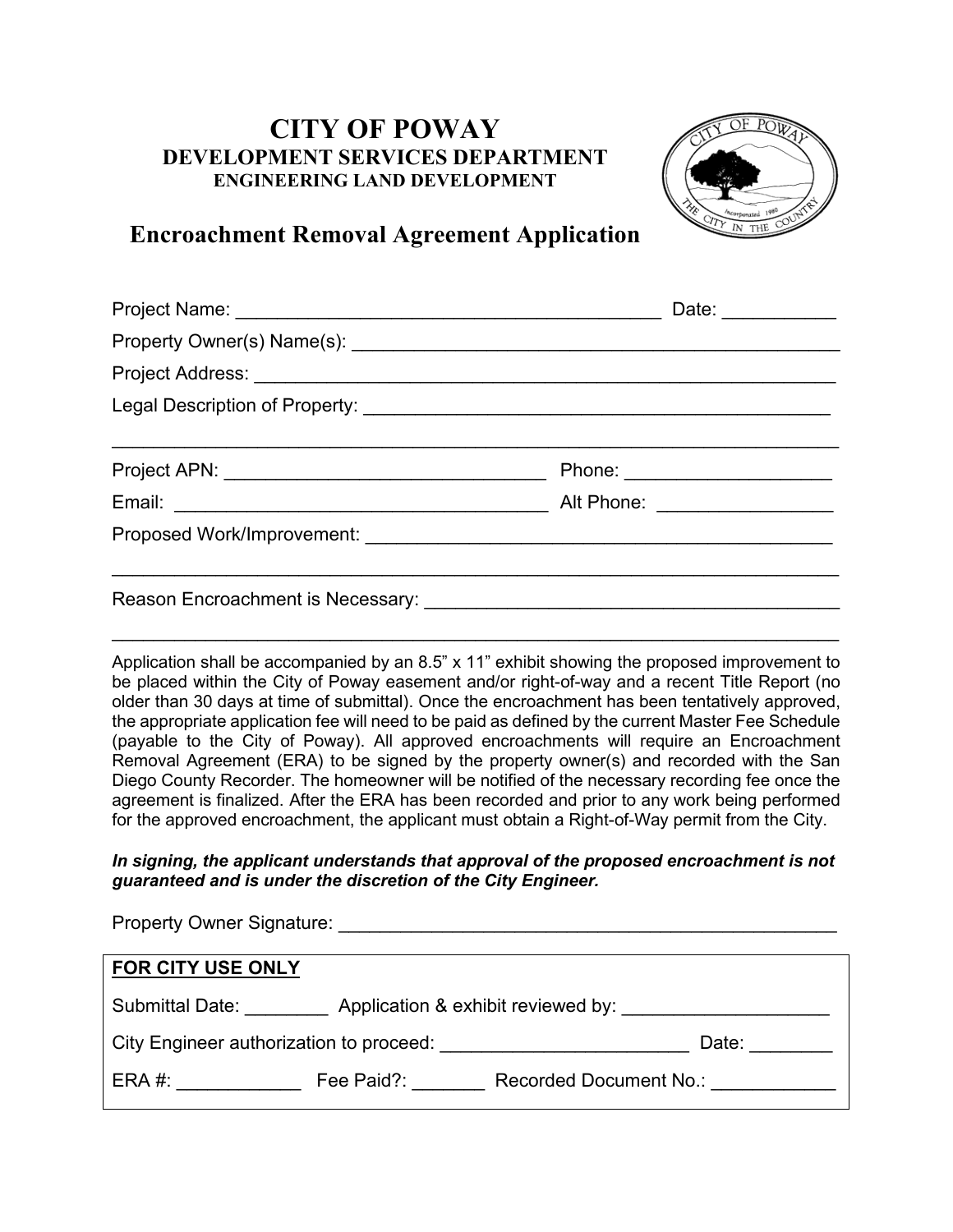# CITY OF POWAY

## DEVELOPMENT SERVICES DEPARTMENT

### ENGINEERING LAND DEVELOPMENT

## Encroachment Removal Agreement Application

Project Name: ________________________________________ Date: __________

Property Owner(s) Name(s): ______________________________________________

Project Address: ________________________________________________________

Legal Description of Property: ___________________________________________

_______________________________________________________________________

Project APN: ______________________________ Phone: ___________________

Email: __________________________________ Alt Phone: ________________

Proposed Work/Improvement: _____________________________________________

_______________________________________________________________________

Reason Encroachment is Necessary: _______________________________________

_______________________________________________________________________

Application shall be accompanied by an 8.5" x 11" exhibit showing the proposed improvement to be placed within the City of Poway easement and/or right-of-way and a recent Title Report (no older than 30 days at time of submittal). Once the encroachment has been tentatively approved, the appropriate application fee will need to be paid as defined by the current Master Fee Schedule (payable to the City of Poway). All approved encroachments will require an Encroachment Removal Agreement (ERA) to be signed by the property owner(s) and recorded with the San Diego County Recorder. The homeowner will be notified of the necessary recording fee once the agreement is finalized. After the ERA has been recorded and prior to any work being performed for the approved encroachment, the applicant must obtain a Right-of-Way permit from the City.

***In signing, the applicant understands that approval of the proposed encroachment is not guaranteed and is under the discretion of the City Engineer.***

Property Owner Signature: ______________________________________________

**FOR CITY USE ONLY**

Submittal Date: ________ Application & exhibit reviewed by: ___________________

City Engineer authorization to proceed: _______________________ Date: ________

ERA #: ___________ Fee Paid?: _______ Recorded Document No.: ____________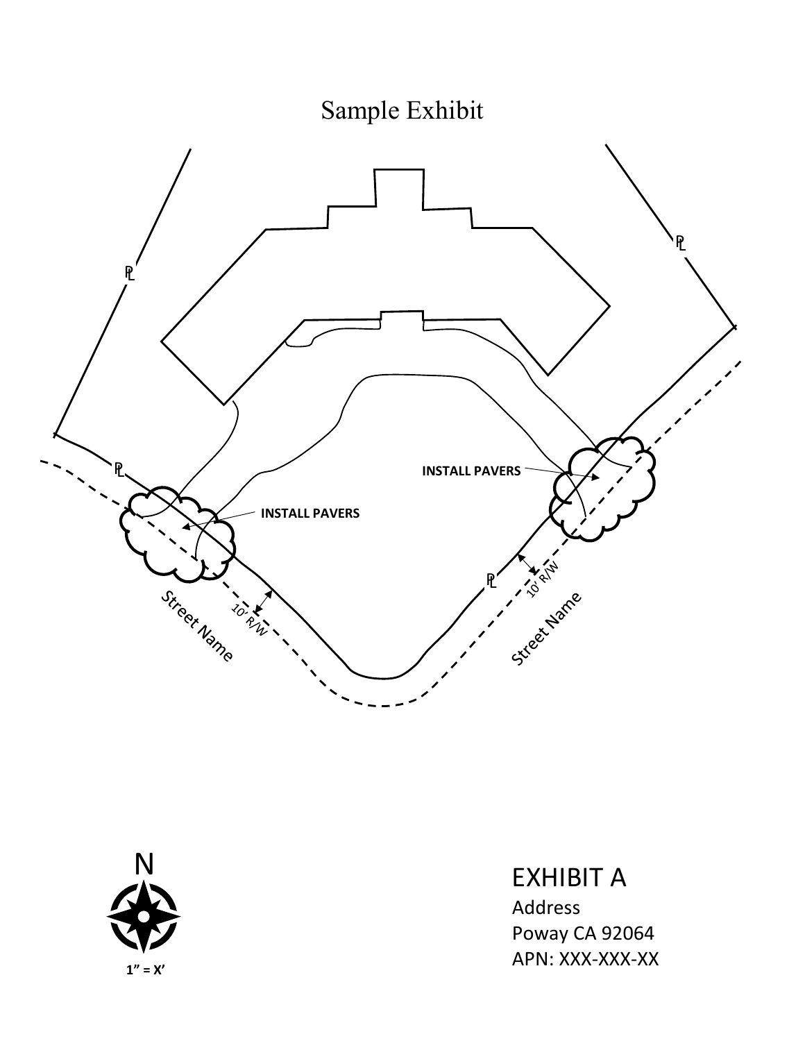# Sample Exhibit

PL

PL

PL

PL

INSTALL PAVERS

INSTALL PAVERS

Street Name

10' R/W

10' R/W

Street Name

N

1" = X'

EXHIBIT A

Address

Poway CA 92064

APN: XXX-XXX-XX